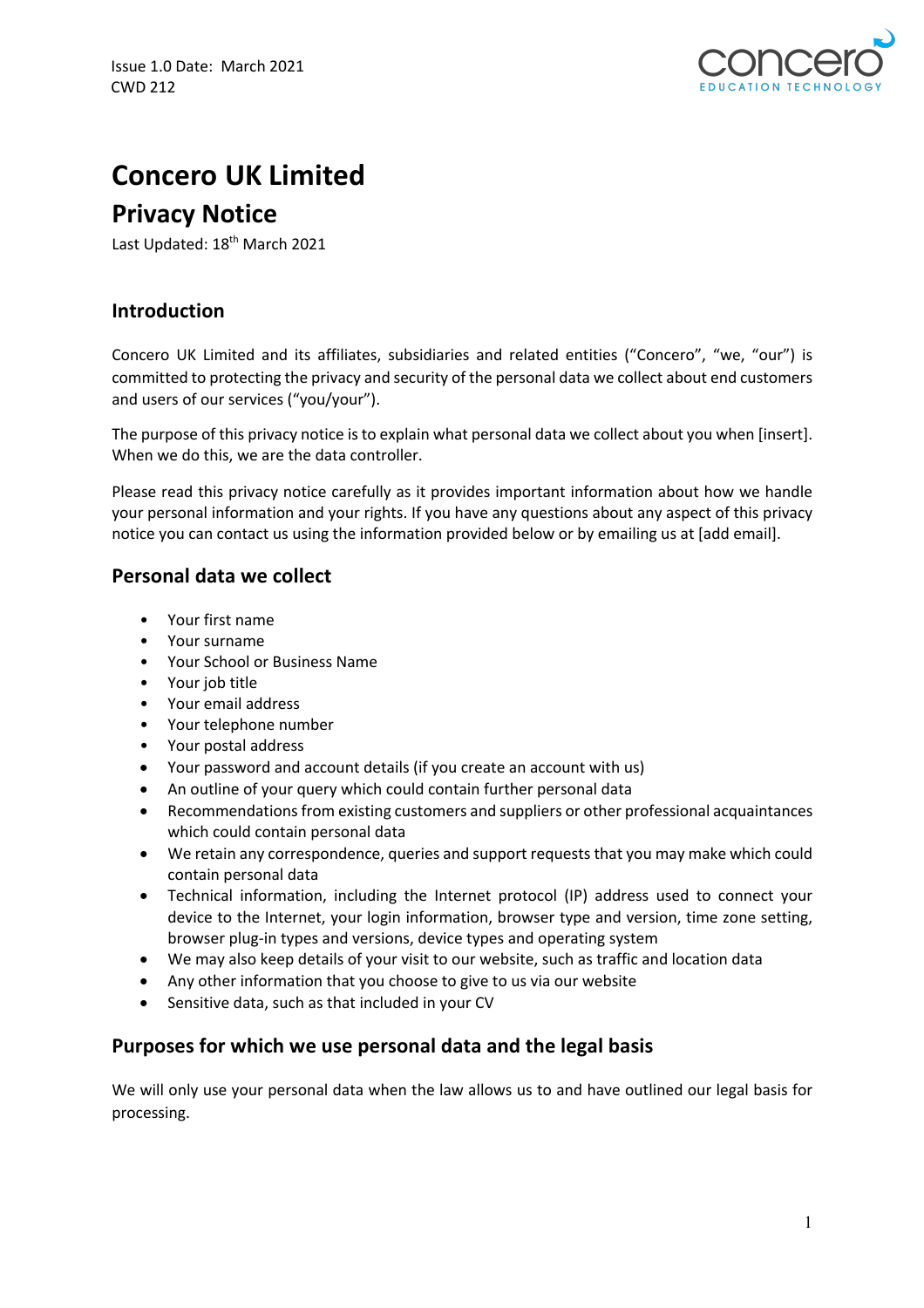Issue 1.0 Date: March 2021
CWD 212

# Concero UK Limited

## Privacy Notice

Last Updated: 18th March 2021

### Introduction

Concero UK Limited and its affiliates, subsidiaries and related entities ("Concero", "we, "our") is committed to protecting the privacy and security of the personal data we collect about end customers and users of our services ("you/your").

The purpose of this privacy notice is to explain what personal data we collect about you when [insert]. When we do this, we are the data controller.

Please read this privacy notice carefully as it provides important information about how we handle your personal information and your rights. If you have any questions about any aspect of this privacy notice you can contact us using the information provided below or by emailing us at [add email].

### Personal data we collect

- Your first name
- Your surname
- Your School or Business Name
- Your job title
- Your email address
- Your telephone number
- Your postal address
- Your password and account details (if you create an account with us)
- An outline of your query which could contain further personal data
- Recommendations from existing customers and suppliers or other professional acquaintances which could contain personal data
- We retain any correspondence, queries and support requests that you may make which could contain personal data
- Technical information, including the Internet protocol (IP) address used to connect your device to the Internet, your login information, browser type and version, time zone setting, browser plug-in types and versions, device types and operating system
- We may also keep details of your visit to our website, such as traffic and location data
- Any other information that you choose to give to us via our website
- Sensitive data, such as that included in your CV

### Purposes for which we use personal data and the legal basis

We will only use your personal data when the law allows us to and have outlined our legal basis for processing.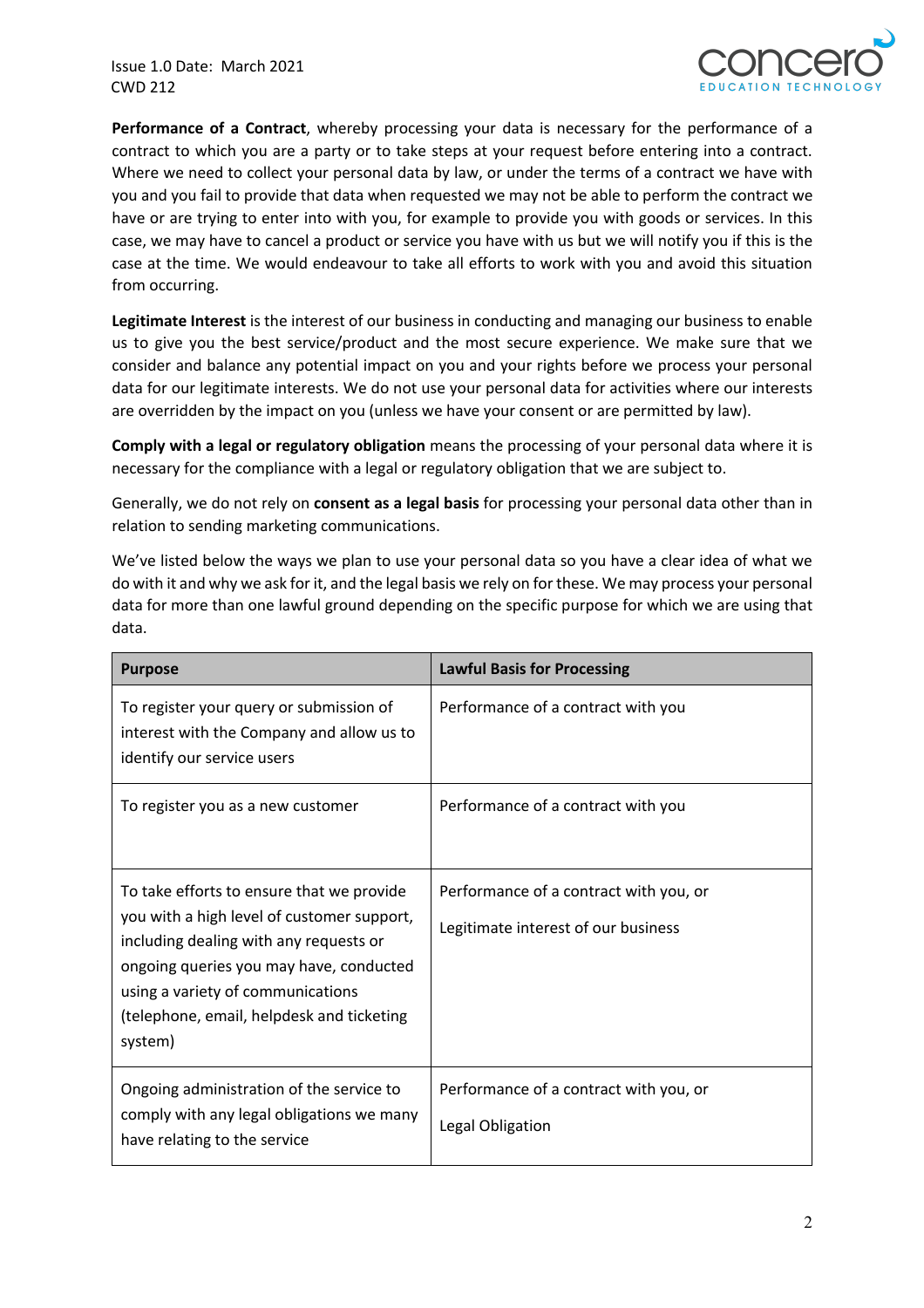**Performance of a Contract**, whereby processing your data is necessary for the performance of a contract to which you are a party or to take steps at your request before entering into a contract. Where we need to collect your personal data by law, or under the terms of a contract we have with you and you fail to provide that data when requested we may not be able to perform the contract we have or are trying to enter into with you, for example to provide you with goods or services. In this case, we may have to cancel a product or service you have with us but we will notify you if this is the case at the time. We would endeavour to take all efforts to work with you and avoid this situation from occurring.

**Legitimate Interest** is the interest of our business in conducting and managing our business to enable us to give you the best service/product and the most secure experience. We make sure that we consider and balance any potential impact on you and your rights before we process your personal data for our legitimate interests. We do not use your personal data for activities where our interests are overridden by the impact on you (unless we have your consent or are permitted by law).

**Comply with a legal or regulatory obligation** means the processing of your personal data where it is necessary for the compliance with a legal or regulatory obligation that we are subject to.

Generally, we do not rely on **consent as a legal basis** for processing your personal data other than in relation to sending marketing communications.

We've listed below the ways we plan to use your personal data so you have a clear idea of what we do with it and why we ask for it, and the legal basis we rely on for these. We may process your personal data for more than one lawful ground depending on the specific purpose for which we are using that data.

| Purpose | Lawful Basis for Processing |
|---|---|
| To register your query or submission of interest with the Company and allow us to identify our service users | Performance of a contract with you |
| To register you as a new customer | Performance of a contract with you |
| To take efforts to ensure that we provide you with a high level of customer support, including dealing with any requests or ongoing queries you may have, conducted using a variety of communications (telephone, email, helpdesk and ticketing system) | Performance of a contract with you, or<br><br>Legitimate interest of our business |
| Ongoing administration of the service to comply with any legal obligations we many have relating to the service | Performance of a contract with you, or<br><br>Legal Obligation |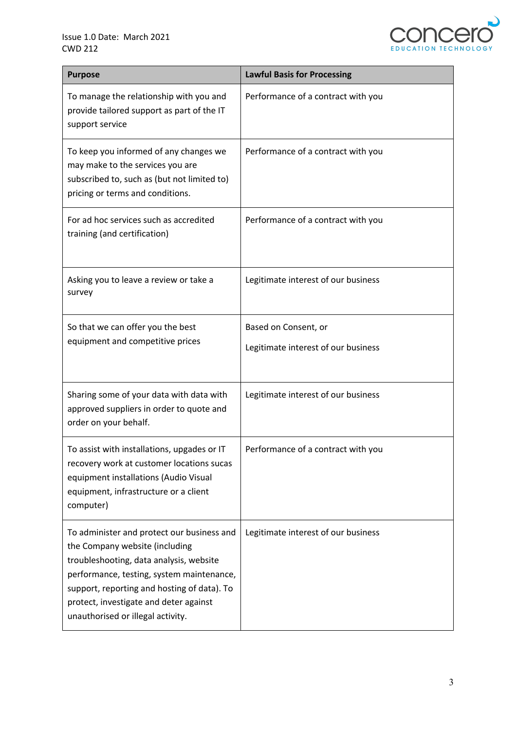| Purpose | Lawful Basis for Processing |
|---|---|
| To manage the relationship with you and provide tailored support as part of the IT support service | Performance of a contract with you |
| To keep you informed of any changes we may make to the services you are subscribed to, such as (but not limited to) pricing or terms and conditions. | Performance of a contract with you |
| For ad hoc services such as accredited training (and certification) | Performance of a contract with you |
| Asking you to leave a review or take a survey | Legitimate interest of our business |
| So that we can offer you the best equipment and competitive prices | Based on Consent, or<br><br>Legitimate interest of our business |
| Sharing some of your data with data with approved suppliers in order to quote and order on your behalf. | Legitimate interest of our business |
| To assist with installations, upgades or IT recovery work at customer locations sucas equipment installations (Audio Visual equipment, infrastructure or a client computer) | Performance of a contract with you |
| To administer and protect our business and the Company website (including troubleshooting, data analysis, website performance, testing, system maintenance, support, reporting and hosting of data). To protect, investigate and deter against unauthorised or illegal activity. | Legitimate interest of our business |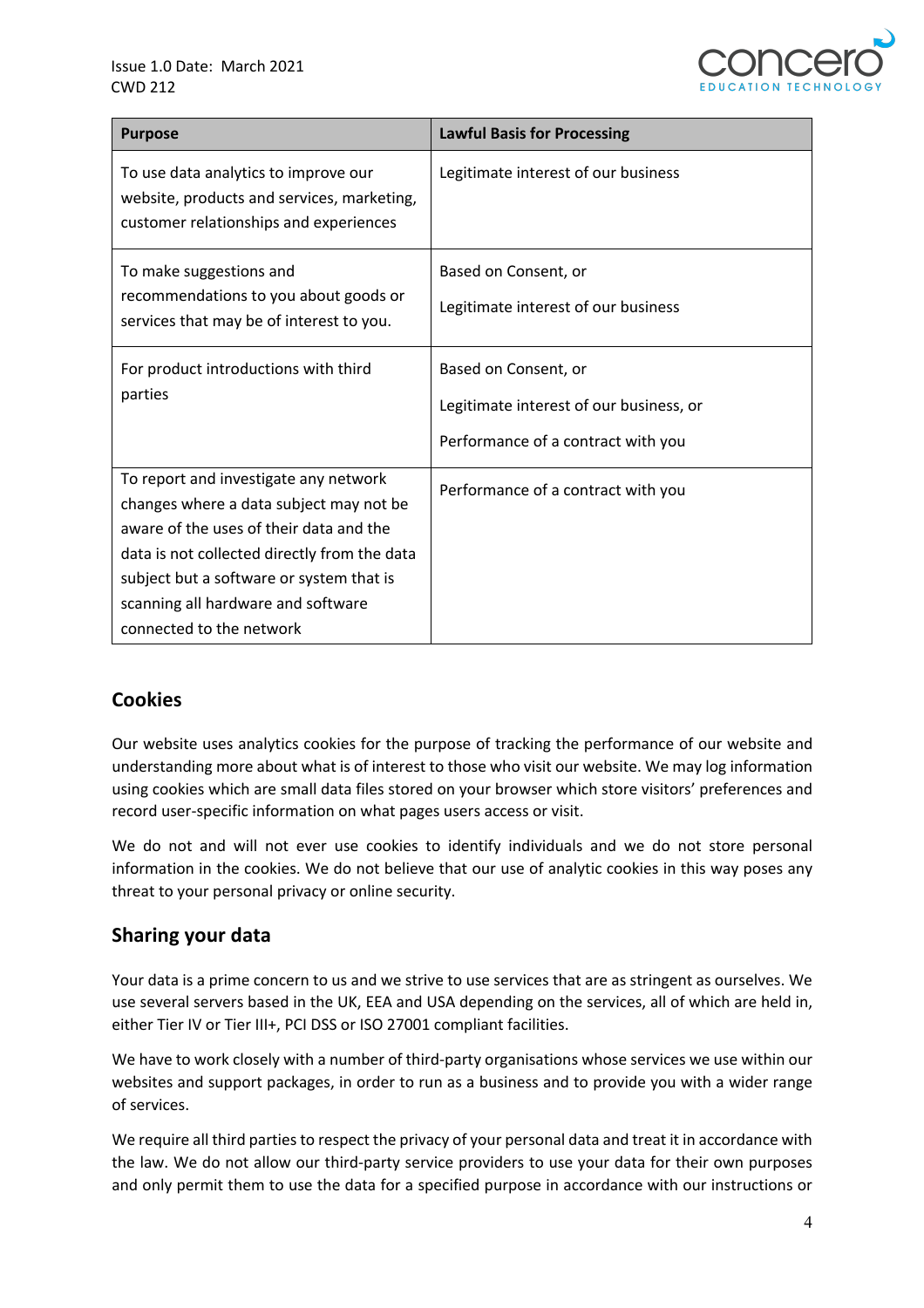| Purpose | Lawful Basis for Processing |
| --- | --- |
| To use data analytics to improve our website, products and services, marketing, customer relationships and experiences | Legitimate interest of our business |
| To make suggestions and recommendations to you about goods or services that may be of interest to you. | Based on Consent, or<br><br>Legitimate interest of our business |
| For product introductions with third parties | Based on Consent, or<br><br>Legitimate interest of our business, or<br><br>Performance of a contract with you |
| To report and investigate any network changes where a data subject may not be aware of the uses of their data and the data is not collected directly from the data subject but a software or system that is scanning all hardware and software connected to the network | Performance of a contract with you |

## Cookies

Our website uses analytics cookies for the purpose of tracking the performance of our website and understanding more about what is of interest to those who visit our website. We may log information using cookies which are small data files stored on your browser which store visitors' preferences and record user-specific information on what pages users access or visit.

We do not and will not ever use cookies to identify individuals and we do not store personal information in the cookies. We do not believe that our use of analytic cookies in this way poses any threat to your personal privacy or online security.

## Sharing your data

Your data is a prime concern to us and we strive to use services that are as stringent as ourselves. We use several servers based in the UK, EEA and USA depending on the services, all of which are held in, either Tier IV or Tier III+, PCI DSS or ISO 27001 compliant facilities.

We have to work closely with a number of third-party organisations whose services we use within our websites and support packages, in order to run as a business and to provide you with a wider range of services.

We require all third parties to respect the privacy of your personal data and treat it in accordance with the law. We do not allow our third-party service providers to use your data for their own purposes and only permit them to use the data for a specified purpose in accordance with our instructions or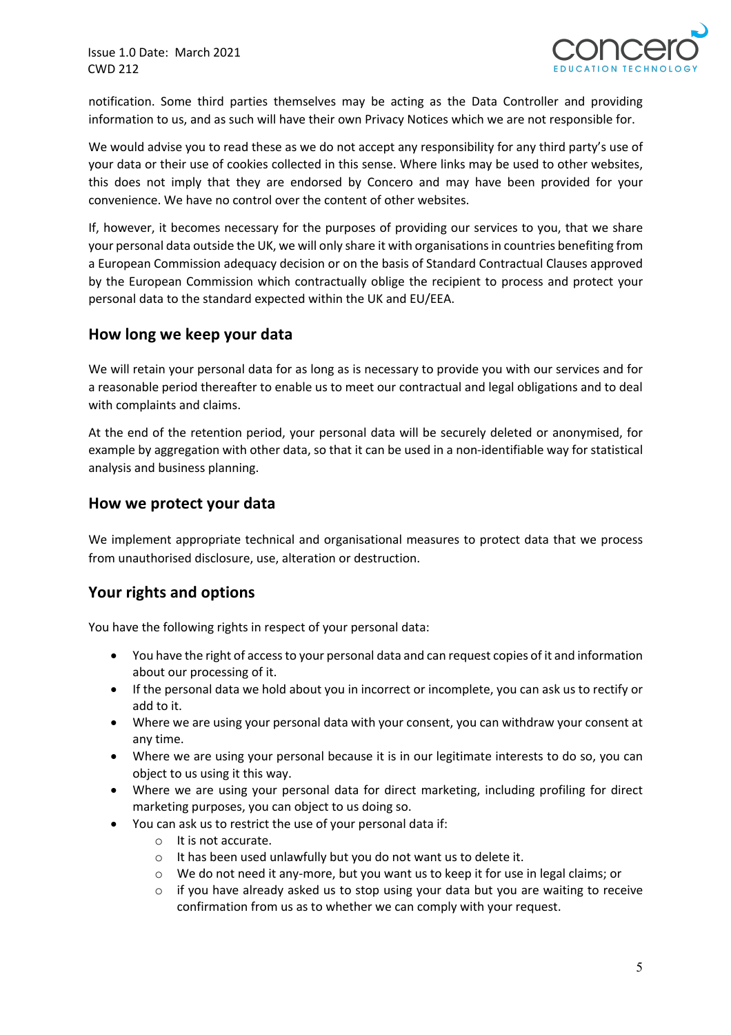notification. Some third parties themselves may be acting as the Data Controller and providing information to us, and as such will have their own Privacy Notices which we are not responsible for.

We would advise you to read these as we do not accept any responsibility for any third party's use of your data or their use of cookies collected in this sense. Where links may be used to other websites, this does not imply that they are endorsed by Concero and may have been provided for your convenience. We have no control over the content of other websites.

If, however, it becomes necessary for the purposes of providing our services to you, that we share your personal data outside the UK, we will only share it with organisations in countries benefiting from a European Commission adequacy decision or on the basis of Standard Contractual Clauses approved by the European Commission which contractually oblige the recipient to process and protect your personal data to the standard expected within the UK and EU/EEA.

## How long we keep your data

We will retain your personal data for as long as is necessary to provide you with our services and for a reasonable period thereafter to enable us to meet our contractual and legal obligations and to deal with complaints and claims.

At the end of the retention period, your personal data will be securely deleted or anonymised, for example by aggregation with other data, so that it can be used in a non-identifiable way for statistical analysis and business planning.

## How we protect your data

We implement appropriate technical and organisational measures to protect data that we process from unauthorised disclosure, use, alteration or destruction.

## Your rights and options

You have the following rights in respect of your personal data:

- You have the right of access to your personal data and can request copies of it and information about our processing of it.
- If the personal data we hold about you in incorrect or incomplete, you can ask us to rectify or add to it.
- Where we are using your personal data with your consent, you can withdraw your consent at any time.
- Where we are using your personal because it is in our legitimate interests to do so, you can object to us using it this way.
- Where we are using your personal data for direct marketing, including profiling for direct marketing purposes, you can object to us doing so.
- You can ask us to restrict the use of your personal data if:
  - It is not accurate.
  - It has been used unlawfully but you do not want us to delete it.
  - We do not need it any-more, but you want us to keep it for use in legal claims; or
  - if you have already asked us to stop using your data but you are waiting to receive confirmation from us as to whether we can comply with your request.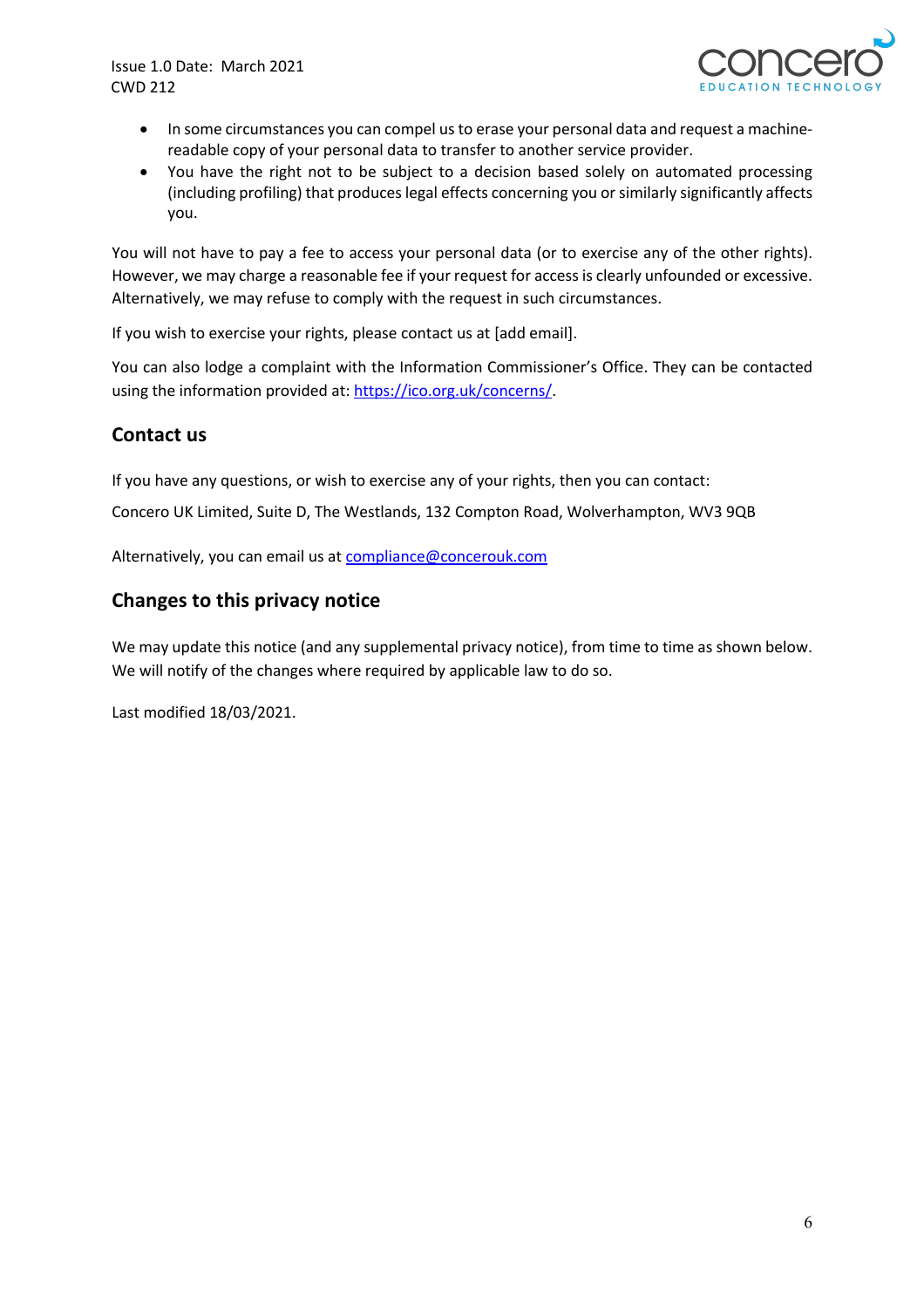- In some circumstances you can compel us to erase your personal data and request a machine-readable copy of your personal data to transfer to another service provider.
- You have the right not to be subject to a decision based solely on automated processing (including profiling) that produces legal effects concerning you or similarly significantly affects you.

You will not have to pay a fee to access your personal data (or to exercise any of the other rights). However, we may charge a reasonable fee if your request for access is clearly unfounded or excessive. Alternatively, we may refuse to comply with the request in such circumstances.

If you wish to exercise your rights, please contact us at [add email].

You can also lodge a complaint with the Information Commissioner's Office. They can be contacted using the information provided at: https://ico.org.uk/concerns/.

## Contact us

If you have any questions, or wish to exercise any of your rights, then you can contact:

Concero UK Limited, Suite D, The Westlands, 132 Compton Road, Wolverhampton, WV3 9QB

Alternatively, you can email us at compliance@concerouk.com

## Changes to this privacy notice

We may update this notice (and any supplemental privacy notice), from time to time as shown below. We will notify of the changes where required by applicable law to do so.

Last modified 18/03/2021.